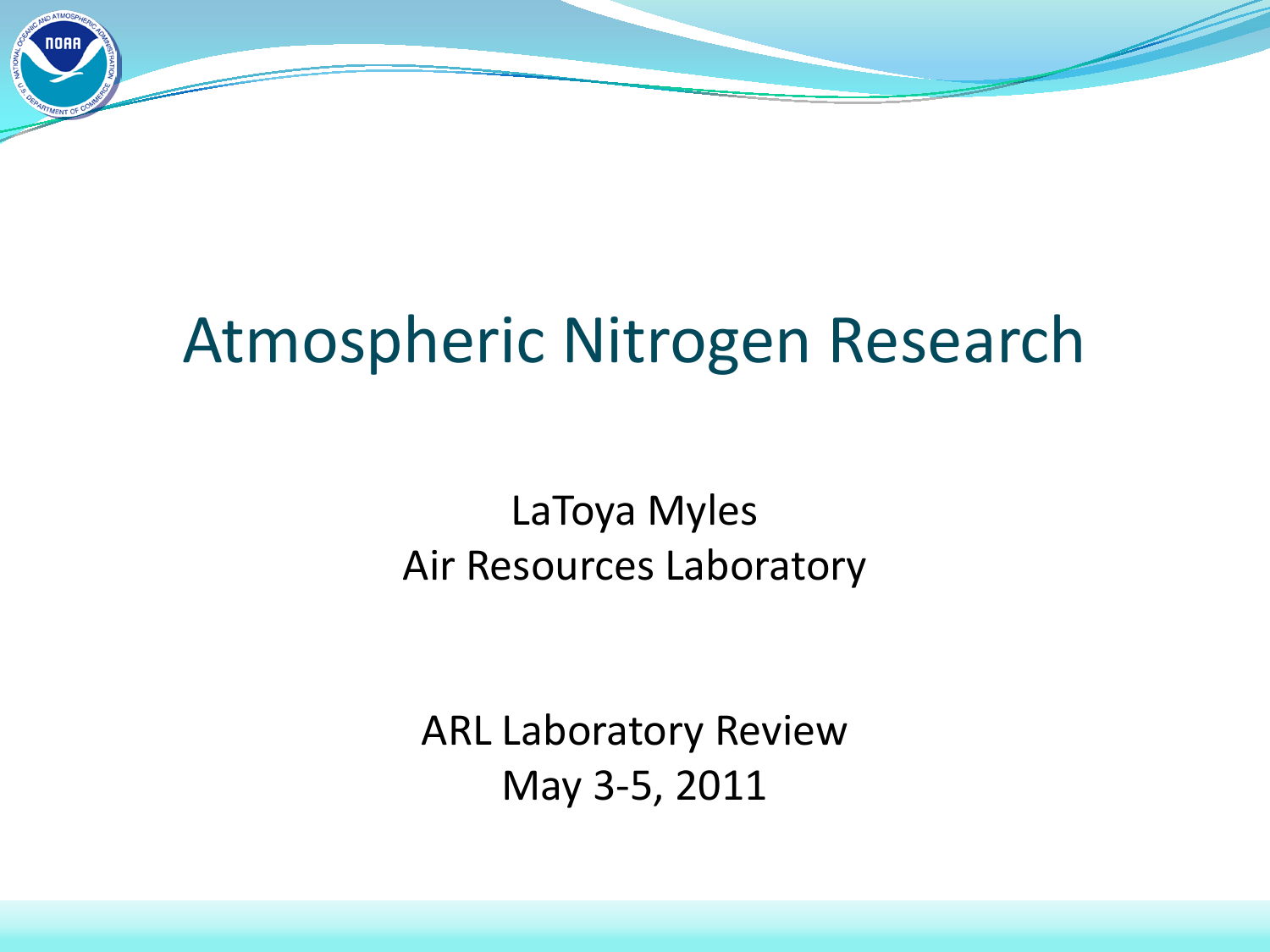# Atmospheric Nitrogen Research

LaToya Myles
Air Resources Laboratory

ARL Laboratory Review
May 3-5, 2011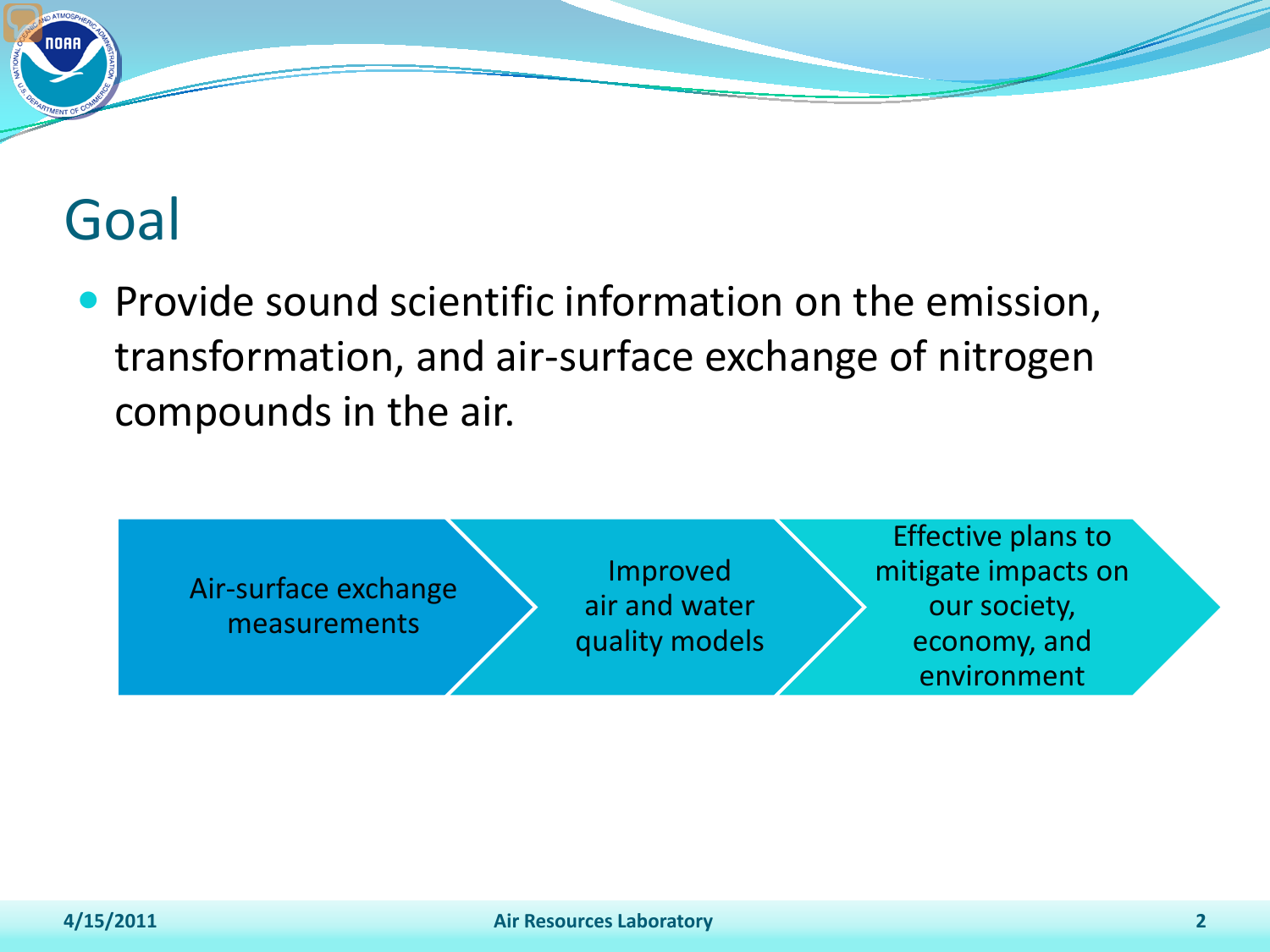# Goal

- Provide sound scientific information on the emission, transformation, and air-surface exchange of nitrogen compounds in the air.

Air-surface exchange measurements → Improved air and water quality models → Effective plans to mitigate impacts on our society, economy, and environment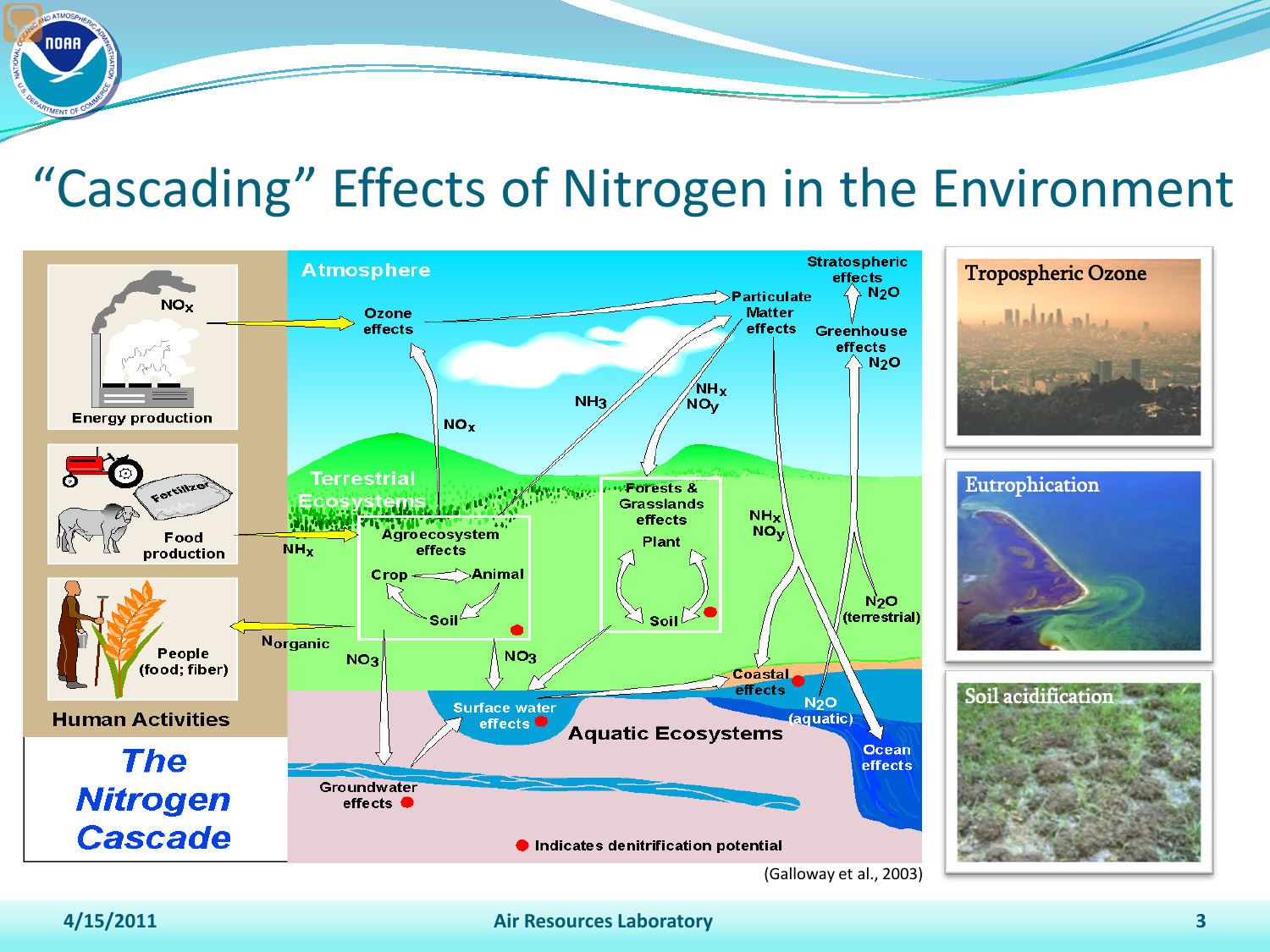# "Cascading" Effects of Nitrogen in the Environment

(Galloway et al., 2003)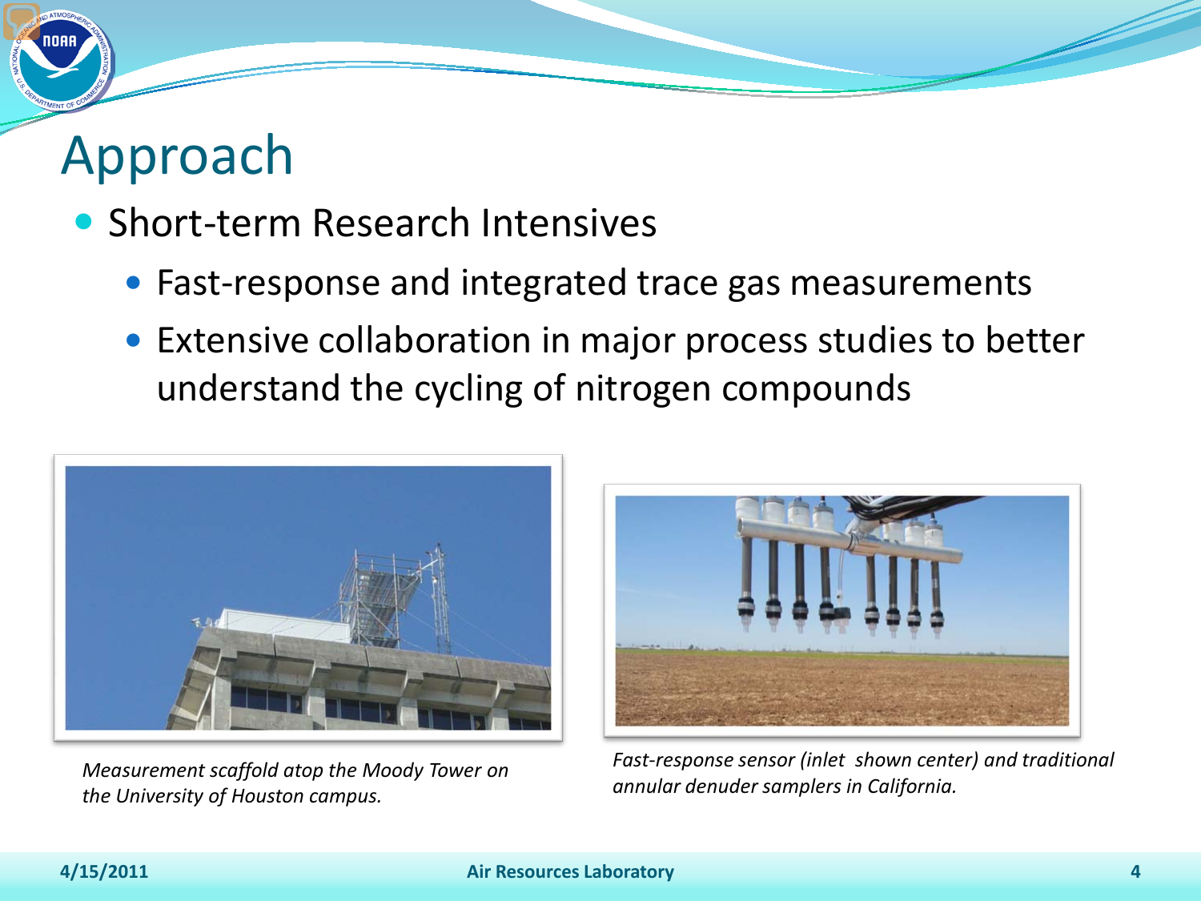# Approach

- Short-term Research Intensives
  - Fast-response and integrated trace gas measurements
  - Extensive collaboration in major process studies to better understand the cycling of nitrogen compounds

*Measurement scaffold atop the Moody Tower on the University of Houston campus.*

*Fast-response sensor (inlet shown center) and traditional annular denuder samplers in California.*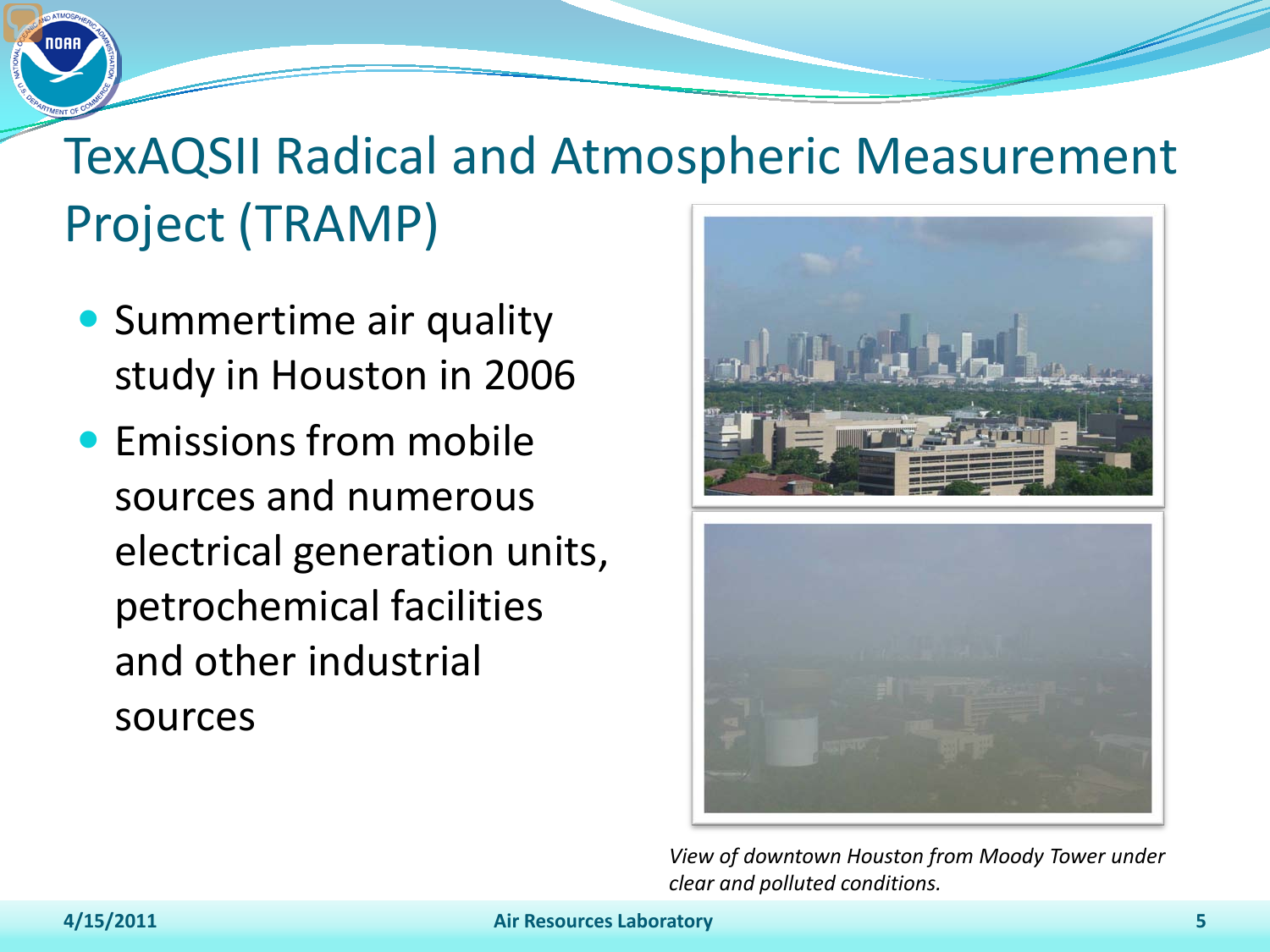# TexAQSII Radical and Atmospheric Measurement Project (TRAMP)

- Summertime air quality study in Houston in 2006
- Emissions from mobile sources and numerous electrical generation units, petrochemical facilities and other industrial sources

*View of downtown Houston from Moody Tower under clear and polluted conditions.*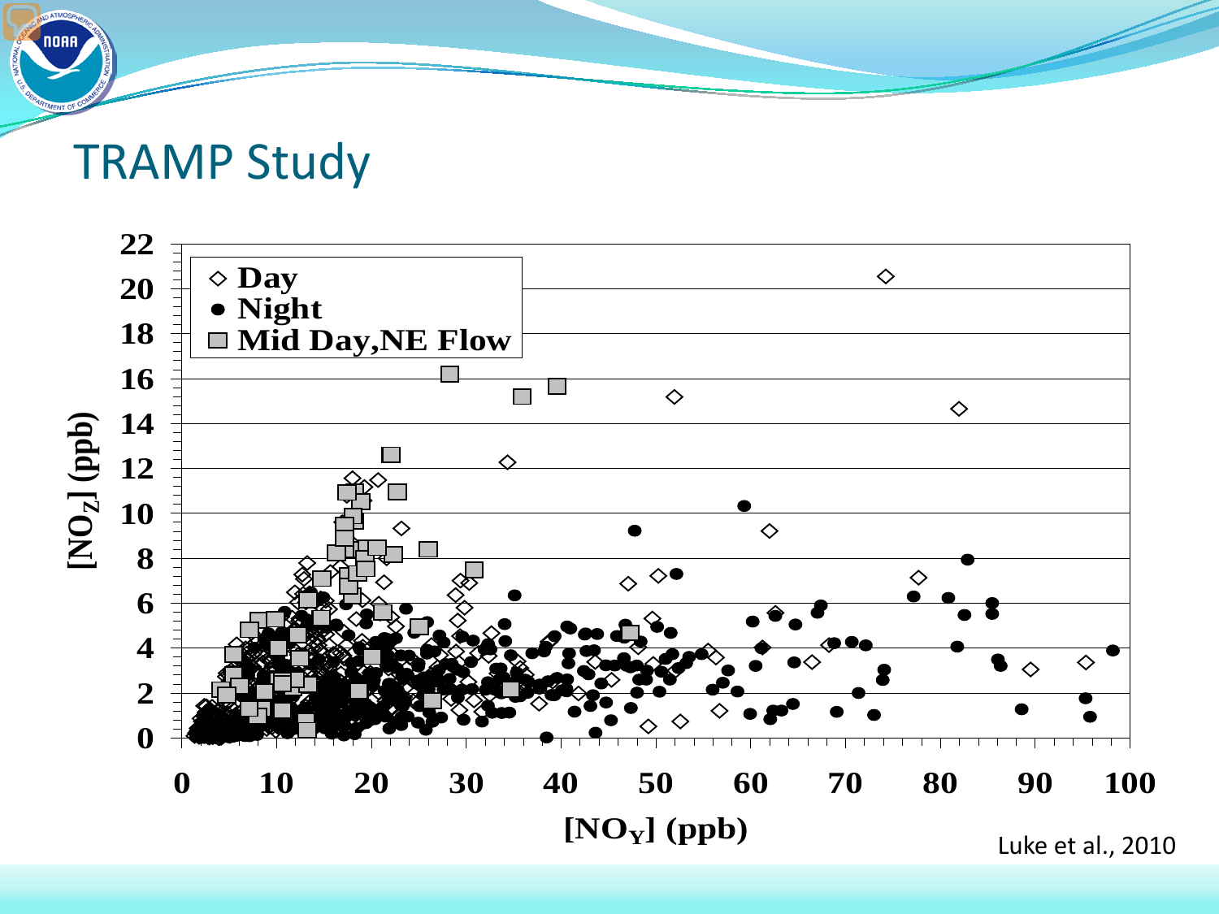# TRAMP Study

Luke et al., 2010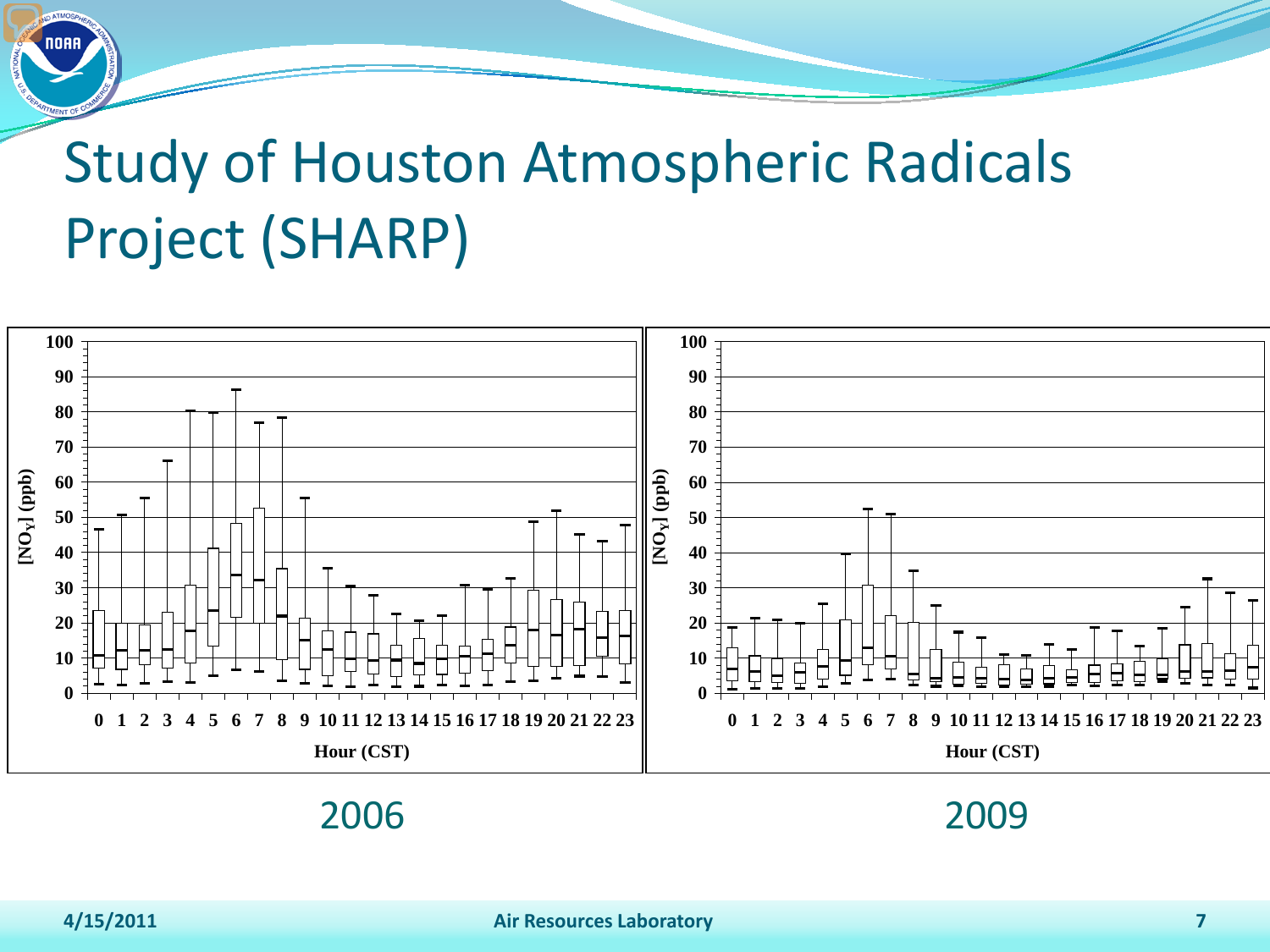# Study of Houston Atmospheric Radicals Project (SHARP)

2006

2009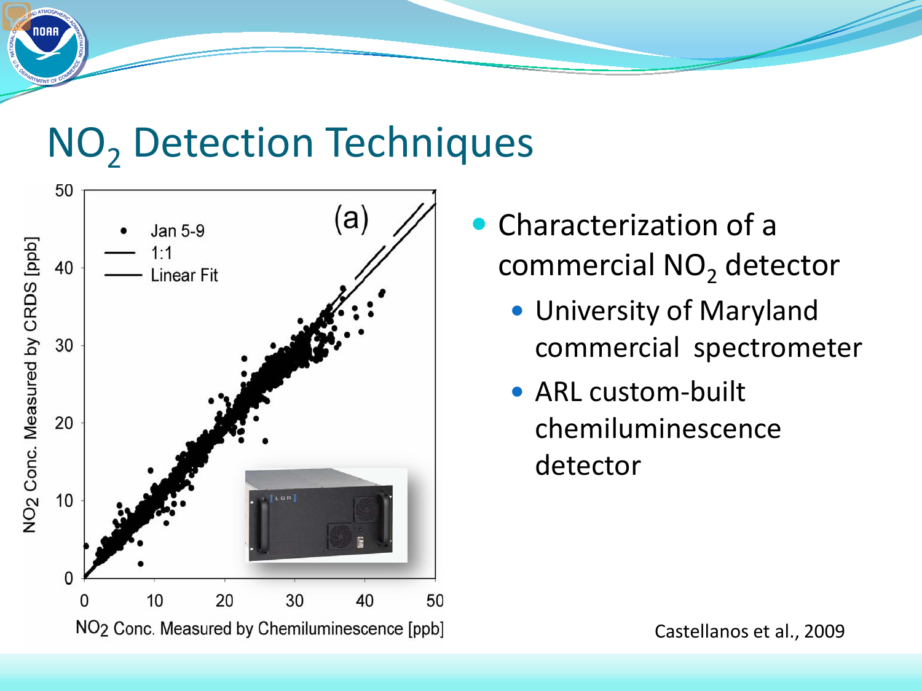# $NO_2$ Detection Techniques

- Characterization of a commercial $NO_2$ detector
  - University of Maryland commercial spectrometer
  - ARL custom-built chemiluminescence detector

Castellanos et al., 2009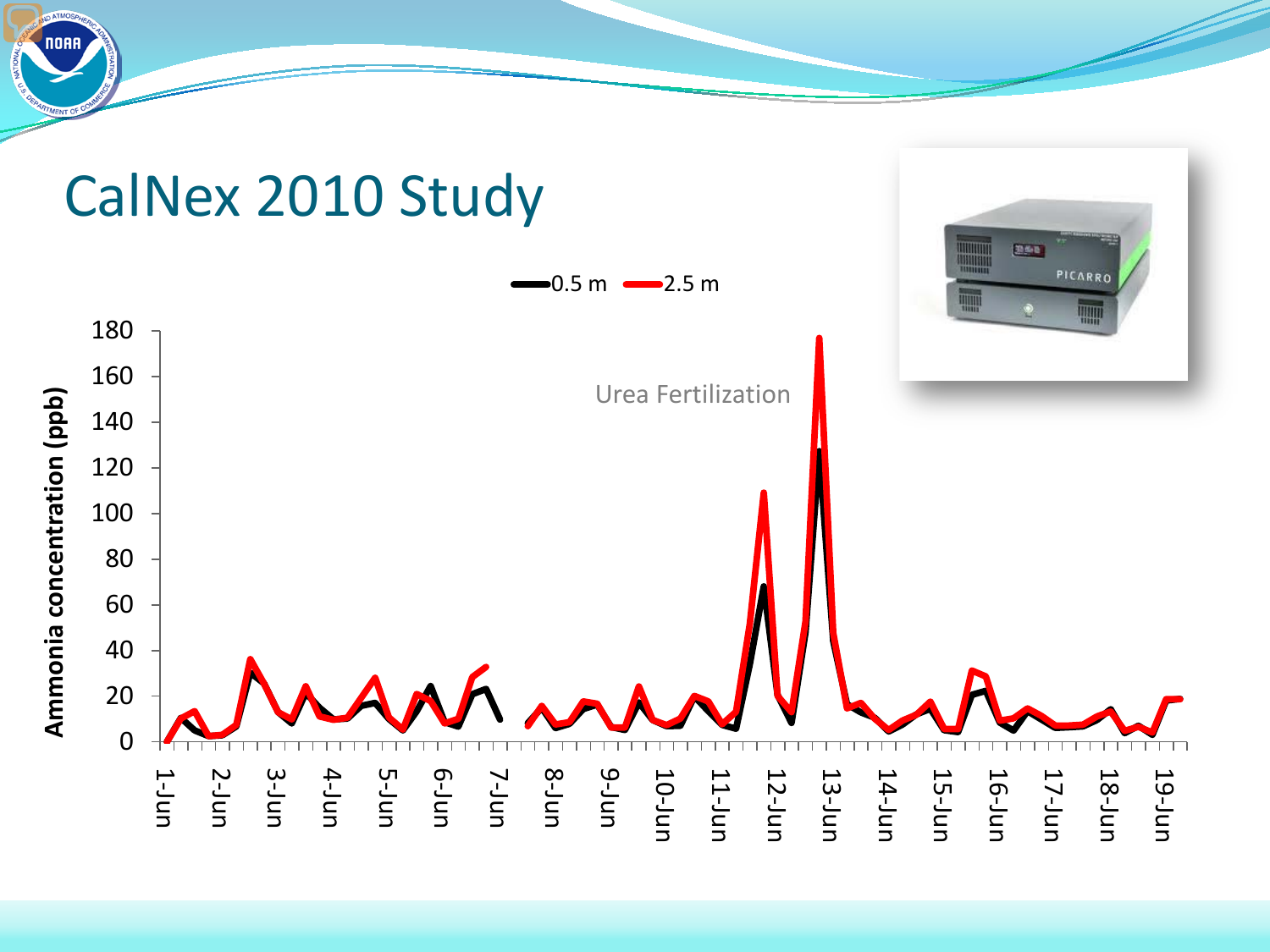# CalNex 2010 Study

0.5 m — 2.5 m

Ammonia concentration (ppb)

Urea Fertilization

1-Jun 2-Jun 3-Jun 4-Jun 5-Jun 6-Jun 7-Jun 8-Jun 9-Jun 10-Jun 11-Jun 12-Jun 13-Jun 14-Jun 15-Jun 16-Jun 17-Jun 18-Jun 19-Jun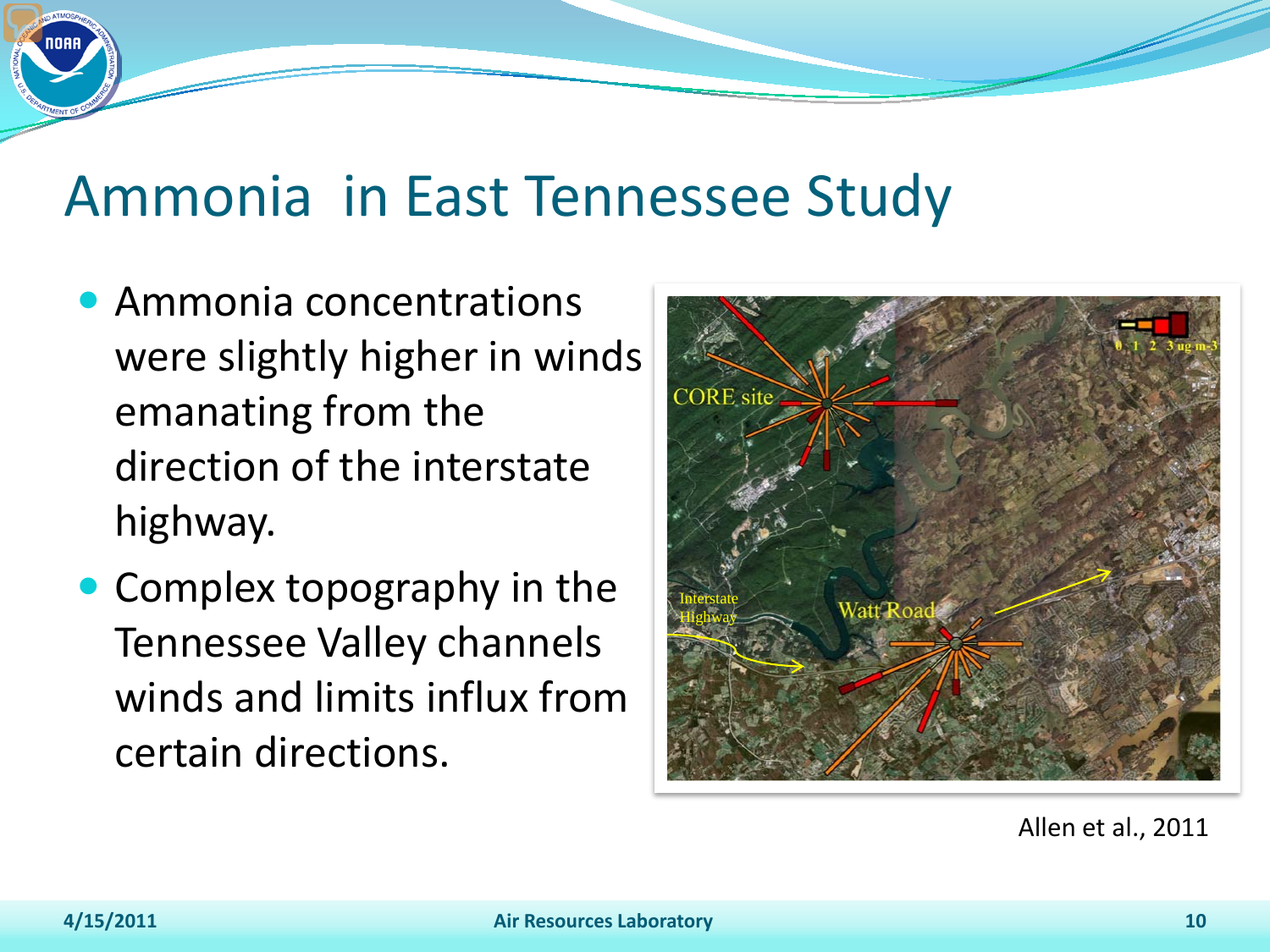# Ammonia in East Tennessee Study

- Ammonia concentrations were slightly higher in winds emanating from the direction of the interstate highway.
- Complex topography in the Tennessee Valley channels winds and limits influx from certain directions.

Allen et al., 2011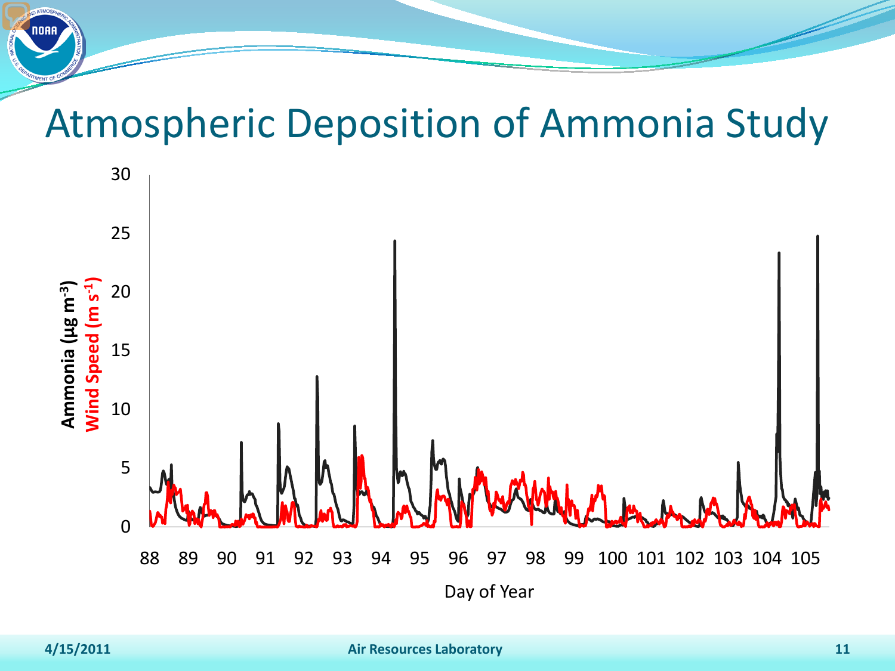# Atmospheric Deposition of Ammonia Study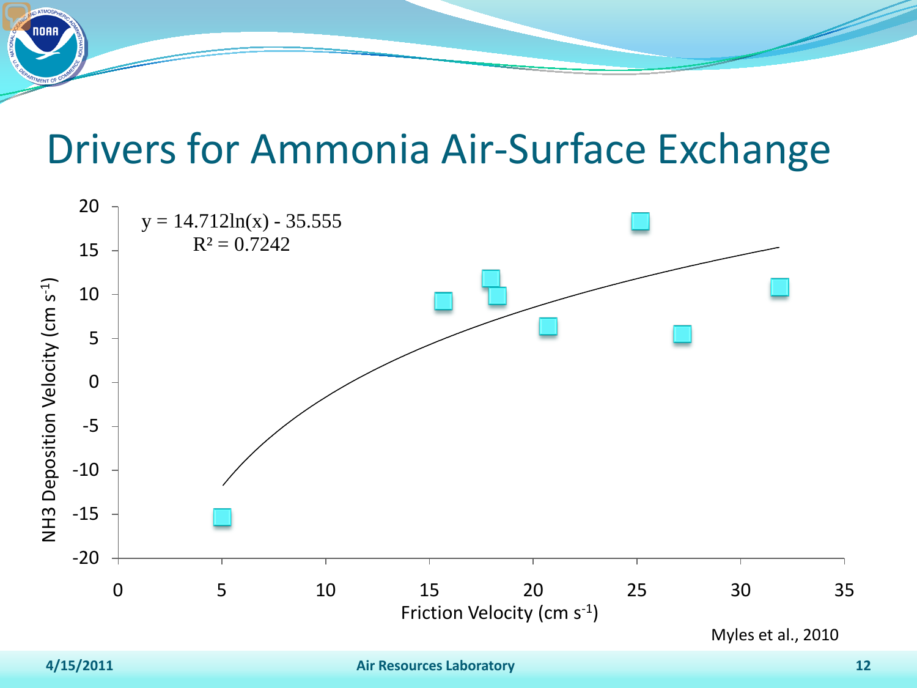# Drivers for Ammonia Air-Surface Exchange

$$y = 14.712\ln(x) - 35.555$$
$$R^2 = 0.7242$$

NH3 Deposition Velocity (cm $s^{-1}$)

Friction Velocity (cm $s^{-1}$)

Myles et al., 2010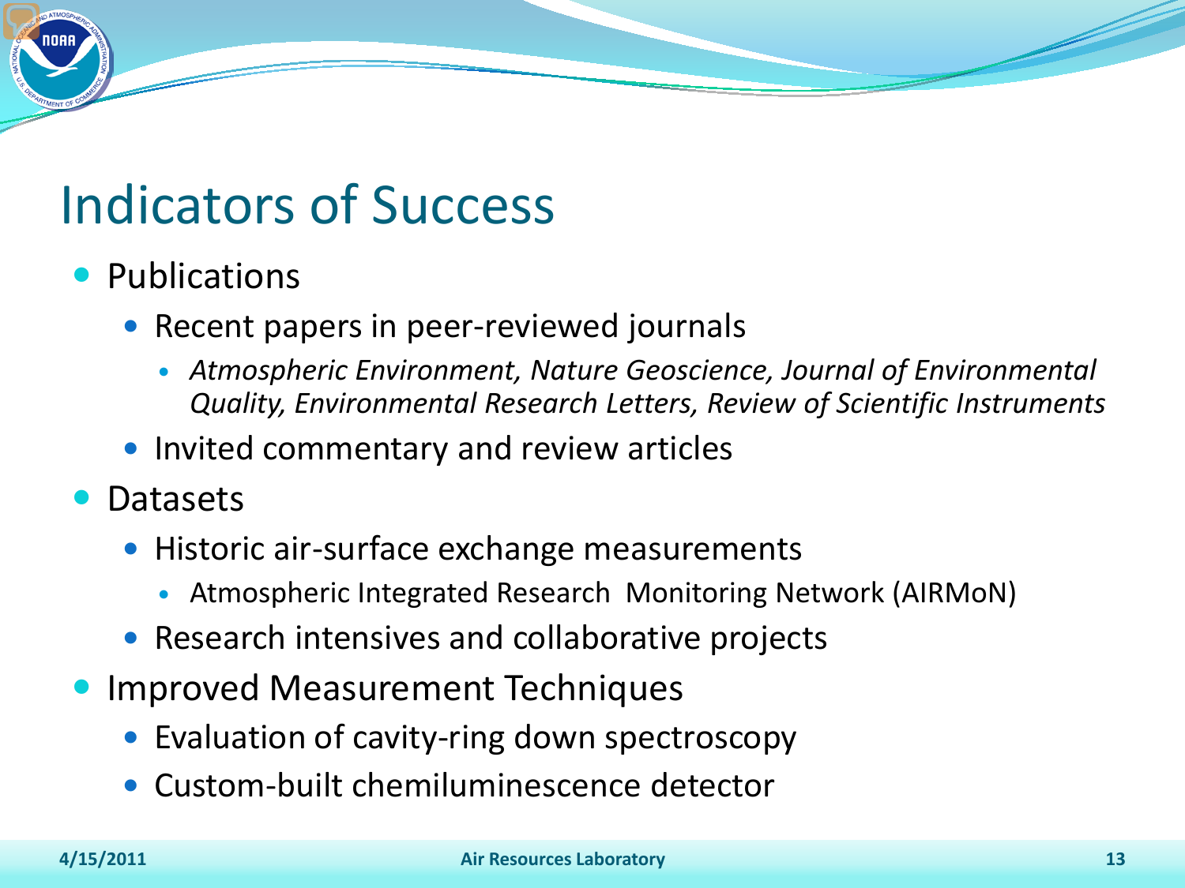# Indicators of Success

- Publications
  - Recent papers in peer-reviewed journals
    - *Atmospheric Environment, Nature Geoscience, Journal of Environmental Quality, Environmental Research Letters, Review of Scientific Instruments*
  - Invited commentary and review articles
- Datasets
  - Historic air-surface exchange measurements
    - Atmospheric Integrated Research Monitoring Network (AIRMoN)
  - Research intensives and collaborative projects
- Improved Measurement Techniques
  - Evaluation of cavity-ring down spectroscopy
  - Custom-built chemiluminescence detector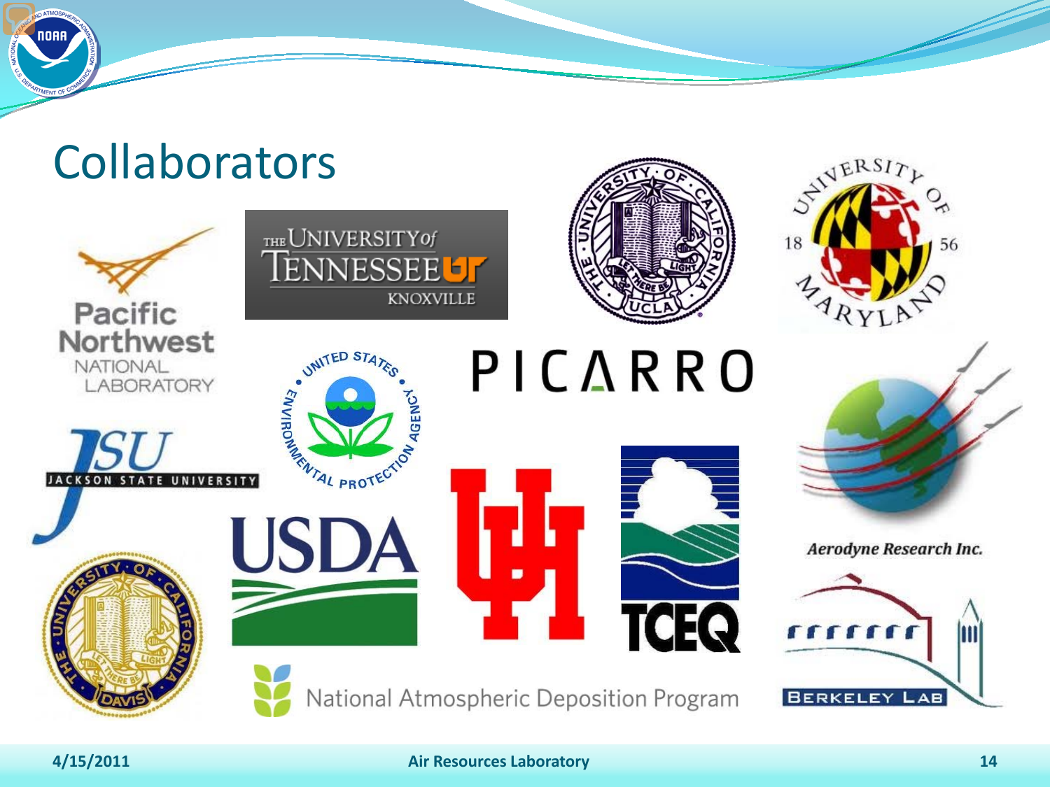# Collaborators

Pacific Northwest NATIONAL LABORATORY

THE UNIVERSITY of TENNESSEE UT KNOXVILLE

THE UNIVERSITY OF CALIFORNIA · LET THERE BE LIGHT · UCLA

UNIVERSITY OF MARYLAND 1856

UNITED STATES ENVIRONMENTAL PROTECTION AGENCY

PICARRO

JSU JACKSON STATE UNIVERSITY

UH

TCEQ

Aerodyne Research Inc.

THE UNIVERSITY OF CALIFORNIA · LET THERE BE LIGHT · DAVIS

USDA

National Atmospheric Deposition Program

BERKELEY LAB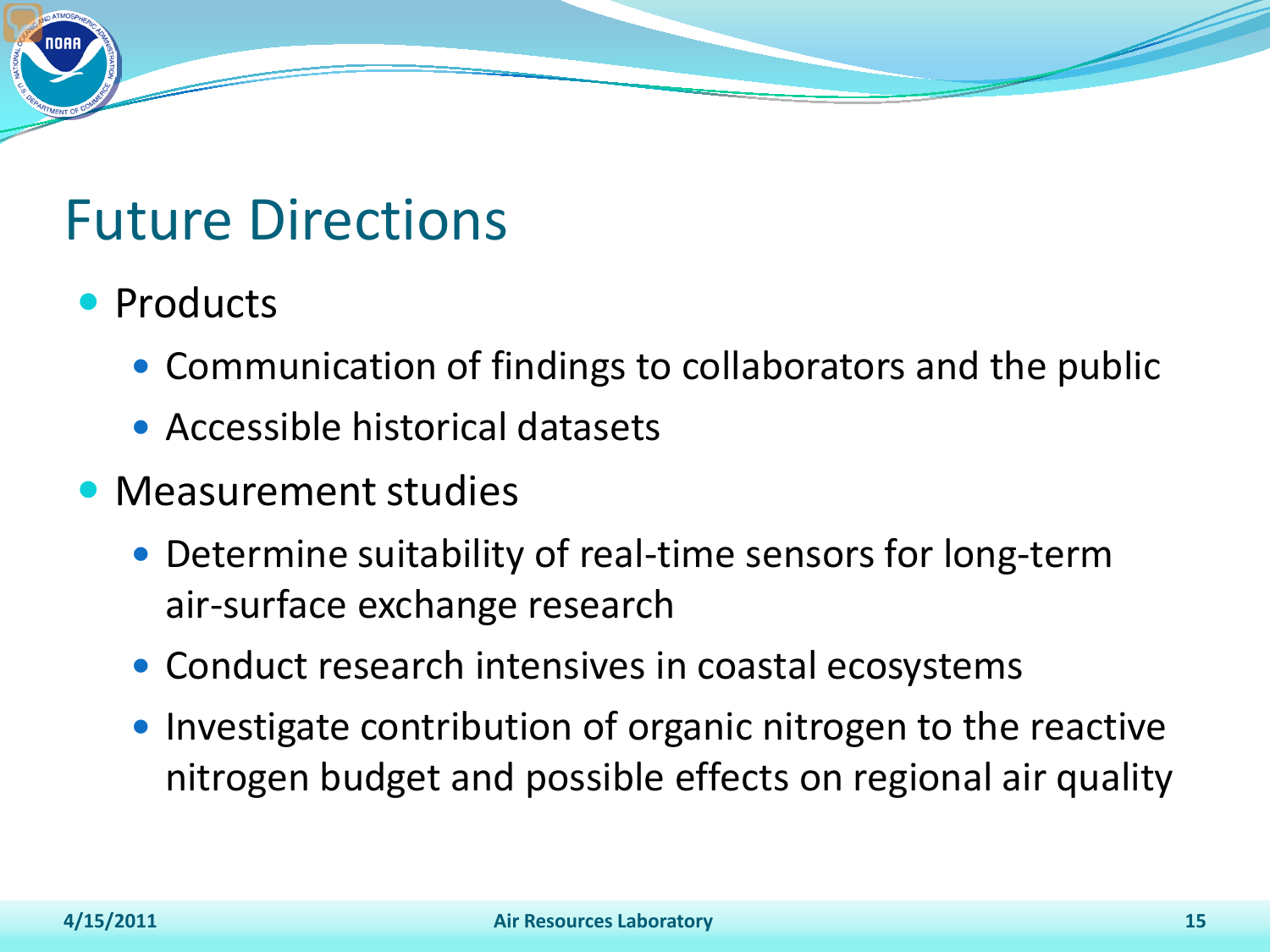# Future Directions

- Products
  - Communication of findings to collaborators and the public
  - Accessible historical datasets
- Measurement studies
  - Determine suitability of real-time sensors for long-term air-surface exchange research
  - Conduct research intensives in coastal ecosystems
  - Investigate contribution of organic nitrogen to the reactive nitrogen budget and possible effects on regional air quality